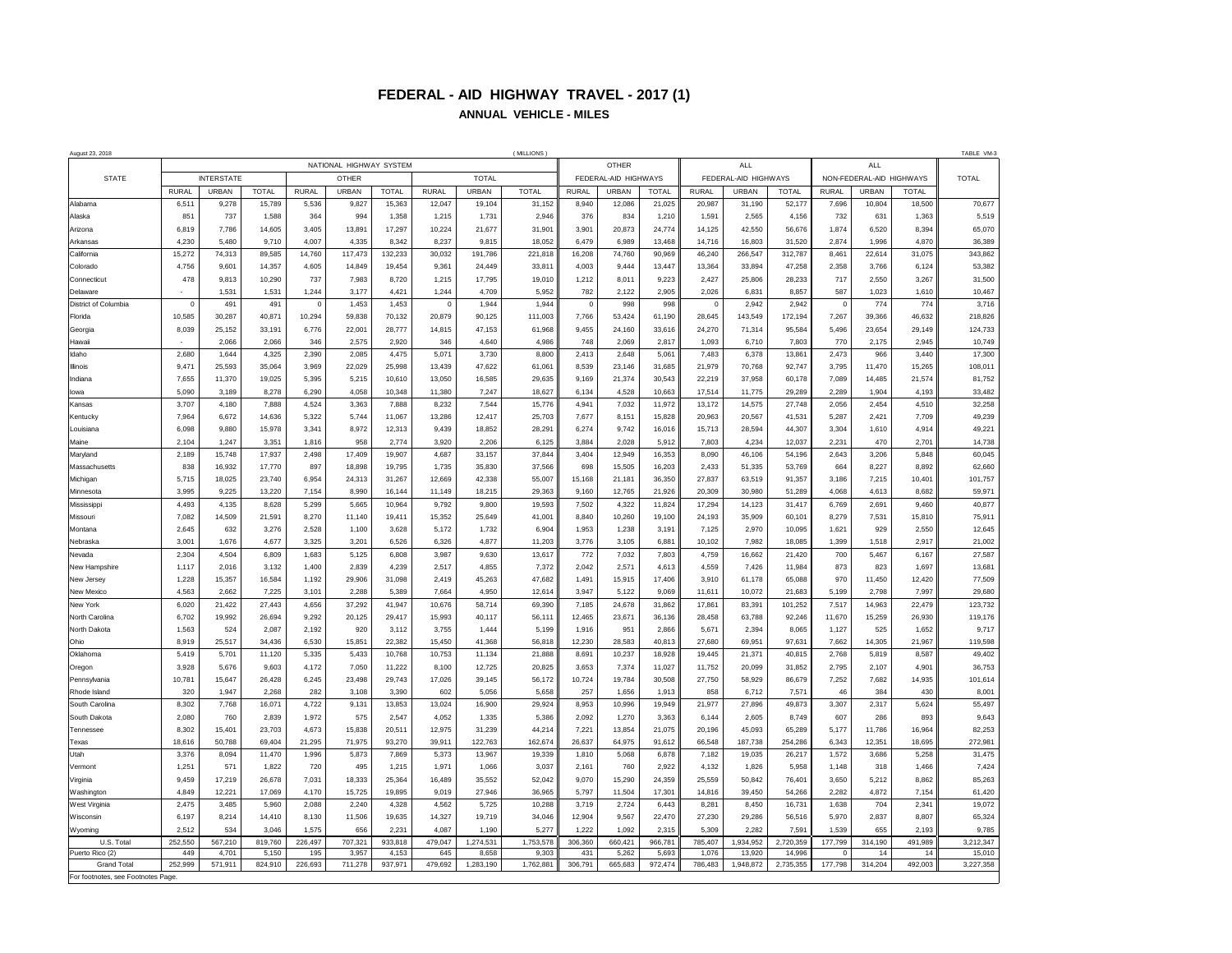# FEDERAL - AID HIGHWAY TRAVEL - 2017 (1)

## ANNUAL VEHICLE - MILES

August 23, 2018 (MILLIONS) TABLE VM-3

| STATE | NATIONAL HIGHWAY SYSTEM | | | | | | | | | OTHER FEDERAL-AID HIGHWAYS | | | ALL FEDERAL-AID HIGHWAYS | | | ALL NON-FEDERAL-AID HIGHWAYS | | | TOTAL |
|---|---|---|---|---|---|---|---|---|---|---|---|---|---|---|---|---|---|---|---|
| | INTERSTATE | | | OTHER | | | TOTAL | | | | | | | | | | | | |
| | RURAL | URBAN | TOTAL | RURAL | URBAN | TOTAL | RURAL | URBAN | TOTAL | RURAL | URBAN | TOTAL | RURAL | URBAN | TOTAL | RURAL | URBAN | TOTAL | |
| Alabama | 6,511 | 9,278 | 15,789 | 5,536 | 9,827 | 15,363 | 12,047 | 19,104 | 31,152 | 8,940 | 12,086 | 21,025 | 20,987 | 31,190 | 52,177 | 7,696 | 10,804 | 18,500 | 70,677 |
| Alaska | 851 | 737 | 1,588 | 364 | 994 | 1,358 | 1,215 | 1,731 | 2,946 | 376 | 834 | 1,210 | 1,591 | 2,565 | 4,156 | 732 | 631 | 1,363 | 5,519 |
| Arizona | 6,819 | 7,786 | 14,605 | 3,405 | 13,891 | 17,297 | 10,224 | 21,677 | 31,901 | 3,901 | 20,873 | 24,774 | 14,125 | 42,550 | 56,676 | 1,874 | 6,520 | 8,394 | 65,070 |
| Arkansas | 4,230 | 5,480 | 9,710 | 4,007 | 4,335 | 8,342 | 8,237 | 9,815 | 18,052 | 6,479 | 6,989 | 13,468 | 14,716 | 16,803 | 31,520 | 2,874 | 1,996 | 4,870 | 36,389 |
| California | 15,272 | 74,313 | 89,585 | 14,760 | 117,473 | 132,233 | 30,032 | 191,786 | 221,818 | 16,208 | 74,760 | 90,969 | 46,240 | 266,547 | 312,787 | 8,461 | 22,614 | 31,075 | 343,862 |
| Colorado | 4,756 | 9,601 | 14,357 | 4,605 | 14,849 | 19,454 | 9,361 | 24,449 | 33,811 | 4,003 | 9,444 | 13,447 | 13,364 | 33,894 | 47,258 | 2,358 | 3,766 | 6,124 | 53,382 |
| Connecticut | 478 | 9,813 | 10,290 | 737 | 7,983 | 8,720 | 1,215 | 17,795 | 19,010 | 1,212 | 8,011 | 9,223 | 2,427 | 25,806 | 28,233 | 717 | 2,550 | 3,267 | 31,500 |
| Delaware | - | 1,531 | 1,531 | 1,244 | 3,177 | 4,421 | 1,244 | 4,709 | 5,952 | 782 | 2,122 | 2,905 | 2,026 | 6,831 | 8,857 | 587 | 1,023 | 1,610 | 10,467 |
| District of Columbia | 0 | 491 | 491 | 0 | 1,453 | 1,453 | 0 | 1,944 | 1,944 | 0 | 998 | 998 | 0 | 2,942 | 2,942 | 0 | 774 | 774 | 3,716 |
| Florida | 10,585 | 30,287 | 40,871 | 10,294 | 59,838 | 70,132 | 20,879 | 90,125 | 111,003 | 7,766 | 53,424 | 61,190 | 28,645 | 143,549 | 172,194 | 7,267 | 39,366 | 46,632 | 218,826 |
| Georgia | 8,039 | 25,152 | 33,191 | 6,776 | 22,001 | 28,777 | 14,815 | 47,153 | 61,968 | 9,455 | 24,160 | 33,616 | 24,270 | 71,314 | 95,584 | 5,496 | 23,654 | 29,149 | 124,733 |
| Hawaii | - | 2,066 | 2,066 | 346 | 2,575 | 2,920 | 346 | 4,640 | 4,986 | 748 | 2,069 | 2,817 | 1,093 | 6,710 | 7,803 | 770 | 2,175 | 2,945 | 10,749 |
| Idaho | 2,680 | 1,644 | 4,325 | 2,390 | 2,085 | 4,475 | 5,071 | 3,730 | 8,800 | 2,413 | 2,648 | 5,061 | 7,483 | 6,378 | 13,861 | 2,473 | 966 | 3,440 | 17,300 |
| Illinois | 9,471 | 25,593 | 35,064 | 3,969 | 22,029 | 25,998 | 13,439 | 47,622 | 61,061 | 8,539 | 23,146 | 31,685 | 21,979 | 70,768 | 92,747 | 3,795 | 11,470 | 15,265 | 108,011 |
| Indiana | 7,655 | 11,370 | 19,025 | 5,395 | 5,215 | 10,610 | 13,050 | 16,585 | 29,635 | 9,169 | 21,374 | 30,543 | 22,219 | 37,958 | 60,178 | 7,089 | 14,485 | 21,574 | 81,752 |
| Iowa | 5,090 | 3,189 | 8,278 | 6,290 | 4,058 | 10,348 | 11,380 | 7,247 | 18,627 | 6,134 | 4,528 | 10,663 | 17,514 | 11,775 | 29,289 | 2,289 | 1,904 | 4,193 | 33,482 |
| Kansas | 3,707 | 4,180 | 7,888 | 4,524 | 3,363 | 7,888 | 8,232 | 7,544 | 15,776 | 4,941 | 7,032 | 11,972 | 13,172 | 14,575 | 27,748 | 2,056 | 2,454 | 4,510 | 32,258 |
| Kentucky | 7,964 | 6,672 | 14,636 | 5,322 | 5,744 | 11,067 | 13,286 | 12,417 | 25,703 | 7,677 | 8,151 | 15,828 | 20,963 | 20,567 | 41,531 | 5,287 | 2,421 | 7,709 | 49,239 |
| Louisiana | 6,098 | 9,880 | 15,978 | 3,341 | 8,972 | 12,313 | 9,439 | 18,852 | 28,291 | 6,274 | 9,742 | 16,016 | 15,713 | 28,594 | 44,307 | 3,304 | 1,610 | 4,914 | 49,221 |
| Maine | 2,104 | 1,247 | 3,351 | 1,816 | 958 | 2,774 | 3,920 | 2,206 | 6,125 | 3,884 | 2,028 | 5,912 | 7,803 | 4,234 | 12,037 | 2,231 | 470 | 2,701 | 14,738 |
| Maryland | 2,189 | 15,748 | 17,937 | 2,498 | 17,409 | 19,907 | 4,687 | 33,157 | 37,844 | 3,404 | 12,949 | 16,353 | 8,090 | 46,106 | 54,196 | 2,643 | 3,206 | 5,848 | 60,045 |
| Massachusetts | 838 | 16,932 | 17,770 | 897 | 18,898 | 19,795 | 1,735 | 35,830 | 37,566 | 698 | 15,505 | 16,203 | 2,433 | 51,335 | 53,769 | 664 | 8,227 | 8,892 | 62,660 |
| Michigan | 5,715 | 18,025 | 23,740 | 6,954 | 24,313 | 31,267 | 12,669 | 42,338 | 55,007 | 15,168 | 21,181 | 36,350 | 27,837 | 63,519 | 91,357 | 3,186 | 7,215 | 10,401 | 101,757 |
| Minnesota | 3,995 | 9,225 | 13,220 | 7,154 | 8,990 | 16,144 | 11,149 | 18,215 | 29,363 | 9,160 | 12,765 | 21,926 | 20,309 | 30,980 | 51,289 | 4,068 | 4,613 | 8,682 | 59,971 |
| Mississippi | 4,493 | 4,135 | 8,628 | 5,299 | 5,665 | 10,964 | 9,792 | 9,800 | 19,593 | 7,502 | 4,322 | 11,824 | 17,294 | 14,123 | 31,417 | 6,769 | 2,691 | 9,460 | 40,877 |
| Missouri | 7,082 | 14,509 | 21,591 | 8,270 | 11,140 | 19,411 | 15,352 | 25,649 | 41,001 | 8,840 | 10,260 | 19,100 | 24,193 | 35,909 | 60,101 | 8,279 | 7,531 | 15,810 | 75,911 |
| Montana | 2,645 | 632 | 3,276 | 2,528 | 1,100 | 3,628 | 5,172 | 1,732 | 6,904 | 1,953 | 1,238 | 3,191 | 7,125 | 2,970 | 10,095 | 1,621 | 929 | 2,550 | 12,645 |
| Nebraska | 3,001 | 1,676 | 4,677 | 3,325 | 3,201 | 6,526 | 6,326 | 4,877 | 11,203 | 3,776 | 3,105 | 6,881 | 10,102 | 7,982 | 18,085 | 1,399 | 1,518 | 2,917 | 21,002 |
| Nevada | 2,304 | 4,504 | 6,809 | 1,683 | 5,125 | 6,808 | 3,987 | 9,630 | 13,617 | 772 | 7,032 | 7,803 | 4,759 | 16,662 | 21,420 | 700 | 5,467 | 6,167 | 27,587 |
| New Hampshire | 1,117 | 2,016 | 3,132 | 1,400 | 2,839 | 4,239 | 2,517 | 4,855 | 7,372 | 2,042 | 2,571 | 4,613 | 4,559 | 7,426 | 11,984 | 873 | 823 | 1,697 | 13,681 |
| New Jersey | 1,228 | 15,357 | 16,584 | 1,192 | 29,906 | 31,098 | 2,419 | 45,263 | 47,682 | 1,491 | 15,915 | 17,406 | 3,910 | 61,178 | 65,088 | 970 | 11,450 | 12,420 | 77,509 |
| New Mexico | 4,563 | 2,662 | 7,225 | 3,101 | 2,288 | 5,389 | 7,664 | 4,950 | 12,614 | 3,947 | 5,122 | 9,069 | 11,611 | 10,072 | 21,683 | 5,199 | 2,798 | 7,997 | 29,680 |
| New York | 6,020 | 21,422 | 27,443 | 4,656 | 37,292 | 41,947 | 10,676 | 58,714 | 69,390 | 7,185 | 24,678 | 31,862 | 17,861 | 83,391 | 101,252 | 7,517 | 14,963 | 22,479 | 123,732 |
| North Carolina | 6,702 | 19,992 | 26,694 | 9,292 | 20,125 | 29,417 | 15,993 | 40,117 | 56,111 | 12,465 | 23,671 | 36,136 | 28,458 | 63,788 | 92,246 | 11,670 | 15,259 | 26,930 | 119,176 |
| North Dakota | 1,563 | 524 | 2,087 | 2,192 | 920 | 3,112 | 3,755 | 1,444 | 5,199 | 1,916 | 951 | 2,866 | 5,671 | 2,394 | 8,065 | 1,127 | 525 | 1,652 | 9,717 |
| Ohio | 8,919 | 25,517 | 34,436 | 6,530 | 15,851 | 22,382 | 15,450 | 41,368 | 56,818 | 12,230 | 28,583 | 40,813 | 27,680 | 69,951 | 97,631 | 7,662 | 14,305 | 21,967 | 119,598 |
| Oklahoma | 5,419 | 5,701 | 11,120 | 5,335 | 5,433 | 10,768 | 10,753 | 11,134 | 21,888 | 8,691 | 10,237 | 18,928 | 19,445 | 21,371 | 40,815 | 2,768 | 5,819 | 8,587 | 49,402 |
| Oregon | 3,928 | 5,676 | 9,603 | 4,172 | 7,050 | 11,222 | 8,100 | 12,725 | 20,825 | 3,653 | 7,374 | 11,027 | 11,752 | 20,099 | 31,852 | 2,795 | 2,107 | 4,901 | 36,753 |
| Pennsylvania | 10,781 | 15,647 | 26,428 | 6,245 | 23,498 | 29,743 | 17,026 | 39,145 | 56,172 | 10,724 | 19,784 | 30,508 | 27,750 | 58,929 | 86,679 | 7,252 | 7,682 | 14,935 | 101,614 |
| Rhode Island | 320 | 1,947 | 2,268 | 282 | 3,108 | 3,390 | 602 | 5,056 | 5,658 | 257 | 1,656 | 1,913 | 858 | 6,712 | 7,571 | 46 | 384 | 430 | 8,001 |
| South Carolina | 8,302 | 7,768 | 16,071 | 4,722 | 9,131 | 13,853 | 13,024 | 16,900 | 29,924 | 8,953 | 10,996 | 19,949 | 21,977 | 27,896 | 49,873 | 3,307 | 2,317 | 5,624 | 55,497 |
| South Dakota | 2,080 | 760 | 2,839 | 1,972 | 575 | 2,547 | 4,052 | 1,335 | 5,386 | 2,092 | 1,270 | 3,363 | 6,144 | 2,605 | 8,749 | 607 | 286 | 893 | 9,643 |
| Tennessee | 8,302 | 15,401 | 23,703 | 4,673 | 15,838 | 20,511 | 12,975 | 31,239 | 44,214 | 7,221 | 13,854 | 21,075 | 20,196 | 45,093 | 65,289 | 5,177 | 11,786 | 16,964 | 82,253 |
| Texas | 18,616 | 50,788 | 69,404 | 21,295 | 71,975 | 93,270 | 39,911 | 122,763 | 162,674 | 26,637 | 64,975 | 91,612 | 66,548 | 187,738 | 254,286 | 6,343 | 12,351 | 18,695 | 272,981 |
| Utah | 3,376 | 8,094 | 11,470 | 1,996 | 5,873 | 7,869 | 5,373 | 13,967 | 19,339 | 1,810 | 5,068 | 6,878 | 7,182 | 19,035 | 26,217 | 1,572 | 3,686 | 5,258 | 31,475 |
| Vermont | 1,251 | 571 | 1,822 | 720 | 495 | 1,215 | 1,971 | 1,066 | 3,037 | 2,161 | 760 | 2,922 | 4,132 | 1,826 | 5,958 | 1,148 | 318 | 1,466 | 7,424 |
| Virginia | 9,459 | 17,219 | 26,678 | 7,031 | 18,333 | 25,364 | 16,489 | 35,552 | 52,042 | 9,070 | 15,290 | 24,359 | 25,559 | 50,842 | 76,401 | 3,650 | 5,212 | 8,862 | 85,263 |
| Washington | 4,849 | 12,221 | 17,069 | 4,170 | 15,725 | 19,895 | 9,019 | 27,946 | 36,965 | 5,797 | 11,504 | 17,301 | 14,816 | 39,450 | 54,266 | 2,282 | 4,872 | 7,154 | 61,420 |
| West Virginia | 2,475 | 3,485 | 5,960 | 2,088 | 2,240 | 4,328 | 4,562 | 5,725 | 10,288 | 3,719 | 2,724 | 6,443 | 8,281 | 8,450 | 16,731 | 1,638 | 704 | 2,341 | 19,072 |
| Wisconsin | 6,197 | 8,214 | 14,410 | 8,130 | 11,506 | 19,635 | 14,327 | 19,719 | 34,046 | 12,904 | 9,567 | 22,470 | 27,230 | 29,286 | 56,516 | 5,970 | 2,837 | 8,807 | 65,324 |
| Wyoming | 2,512 | 534 | 3,046 | 1,575 | 656 | 2,231 | 4,087 | 1,190 | 5,277 | 1,222 | 1,092 | 2,315 | 5,309 | 2,282 | 7,591 | 1,539 | 655 | 2,193 | 9,785 |
| U.S. Total | 252,550 | 567,210 | 819,760 | 226,497 | 707,321 | 933,818 | 479,047 | 1,274,531 | 1,753,578 | 306,360 | 660,421 | 966,781 | 785,407 | 1,934,952 | 2,720,359 | 177,799 | 314,190 | 491,989 | 3,212,347 |
| Puerto Rico (2) | 449 | 4,701 | 5,150 | 195 | 3,957 | 4,153 | 645 | 8,658 | 9,303 | 431 | 5,262 | 5,693 | 1,076 | 13,920 | 14,996 | 0 | 14 | 14 | 15,010 |
| Grand Total | 252,999 | 571,911 | 824,910 | 226,693 | 711,278 | 937,971 | 479,692 | 1,283,190 | 1,762,881 | 306,791 | 665,683 | 972,474 | 786,483 | 1,948,872 | 2,735,355 | 177,798 | 314,204 | 492,003 | 3,227,358 |

For footnotes, see Footnotes Page.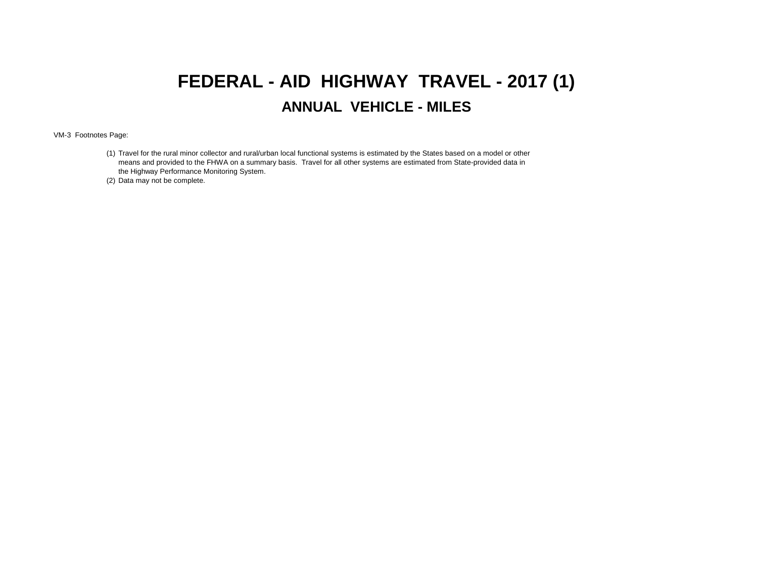# FEDERAL - AID HIGHWAY TRAVEL - 2017 (1)

## ANNUAL VEHICLE - MILES

VM-3 Footnotes Page:

(1) Travel for the rural minor collector and rural/urban local functional systems is estimated by the States based on a model or other means and provided to the FHWA on a summary basis. Travel for all other systems are estimated from State-provided data in the Highway Performance Monitoring System.

(2) Data may not be complete.